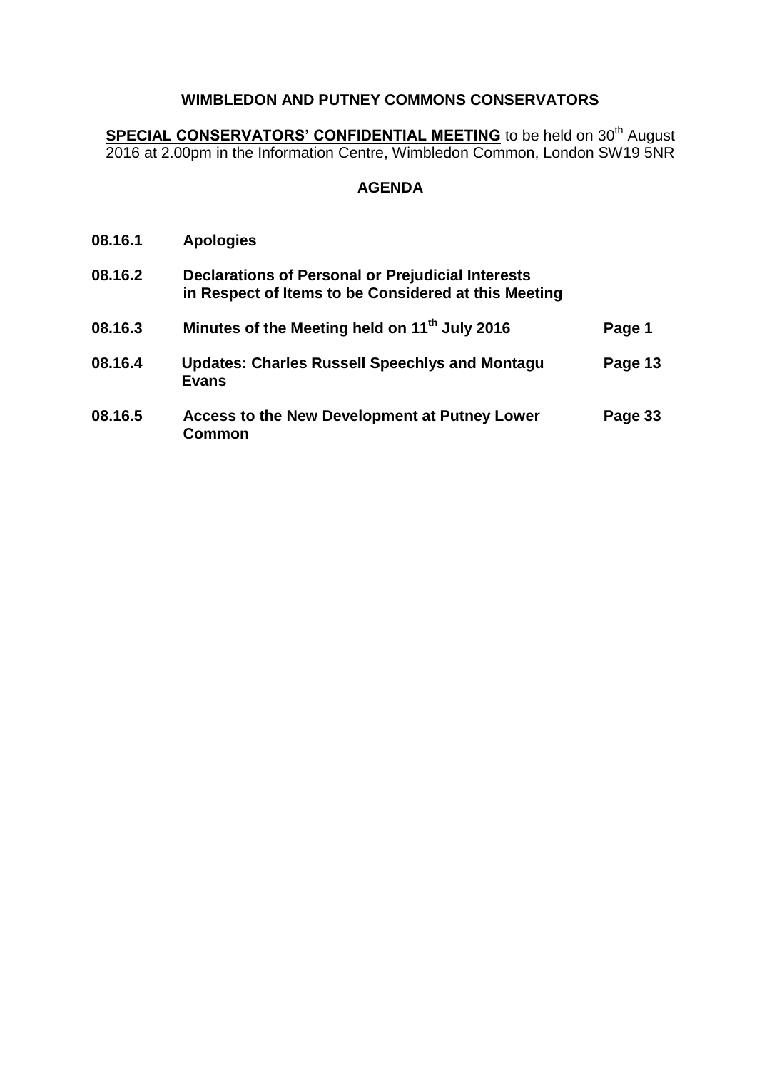# WIMBLEDON AND PUTNEY COMMONS CONSERVATORS

**SPECIAL CONSERVATORS' CONFIDENTIAL MEETING** to be held on 30th August 2016 at 2.00pm in the Information Centre, Wimbledon Common, London SW19 5NR

## AGENDA

| | | |
|---|---|---|
| **08.16.1** | **Apologies** | |
| **08.16.2** | **Declarations of Personal or Prejudicial Interests in Respect of Items to be Considered at this Meeting** | |
| **08.16.3** | **Minutes of the Meeting held on 11th July 2016** | **Page 1** |
| **08.16.4** | **Updates: Charles Russell Speechlys and Montagu Evans** | **Page 13** |
| **08.16.5** | **Access to the New Development at Putney Lower Common** | **Page 33** |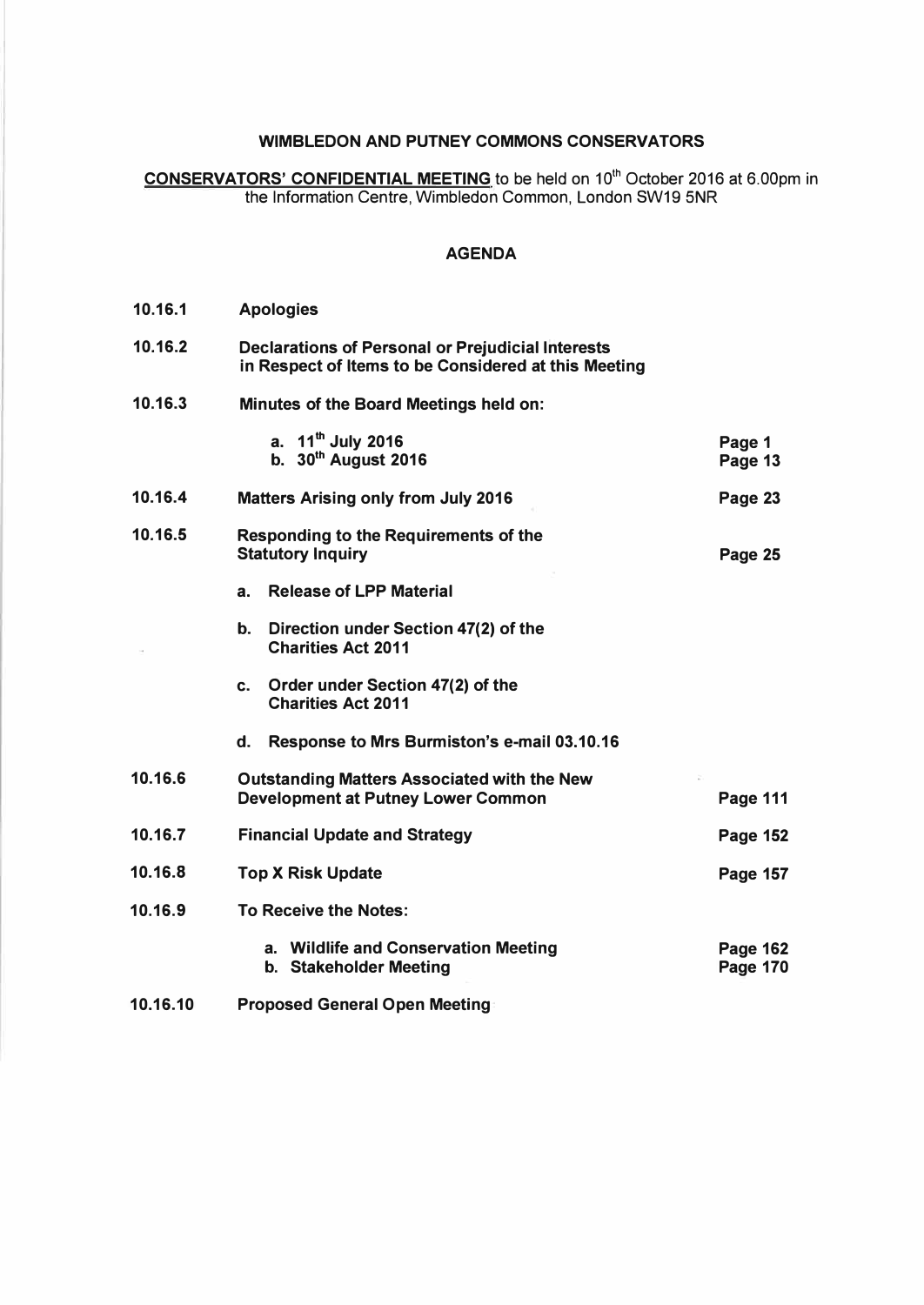# WIMBLEDON AND PUTNEY COMMONS CONSERVATORS

**CONSERVATORS' CONFIDENTIAL MEETING** to be held on 10th October 2016 at 6.00pm in the Information Centre, Wimbledon Common, London SW19 5NR

## AGENDA

| | | |
|---|---|---|
| **10.16.1** | **Apologies** | |
| **10.16.2** | **Declarations of Personal or Prejudicial Interests in Respect of Items to be Considered at this Meeting** | |
| **10.16.3** | **Minutes of the Board Meetings held on:** | |
| | **a. 11th July 2016** | **Page 1** |
| | **b. 30th August 2016** | **Page 13** |
| **10.16.4** | **Matters Arising only from July 2016** | **Page 23** |
| **10.16.5** | **Responding to the Requirements of the Statutory Inquiry** | **Page 25** |
| | **a. Release of LPP Material** | |
| | **b. Direction under Section 47(2) of the Charities Act 2011** | |
| | **c. Order under Section 47(2) of the Charities Act 2011** | |
| | **d. Response to Mrs Burmiston's e-mail 03.10.16** | |
| **10.16.6** | **Outstanding Matters Associated with the New Development at Putney Lower Common** | **Page 111** |
| **10.16.7** | **Financial Update and Strategy** | **Page 152** |
| **10.16.8** | **Top X Risk Update** | **Page 157** |
| **10.16.9** | **To Receive the Notes:** | |
| | **a. Wildlife and Conservation Meeting** | **Page 162** |
| | **b. Stakeholder Meeting** | **Page 170** |
| **10.16.10** | **Proposed General Open Meeting** | |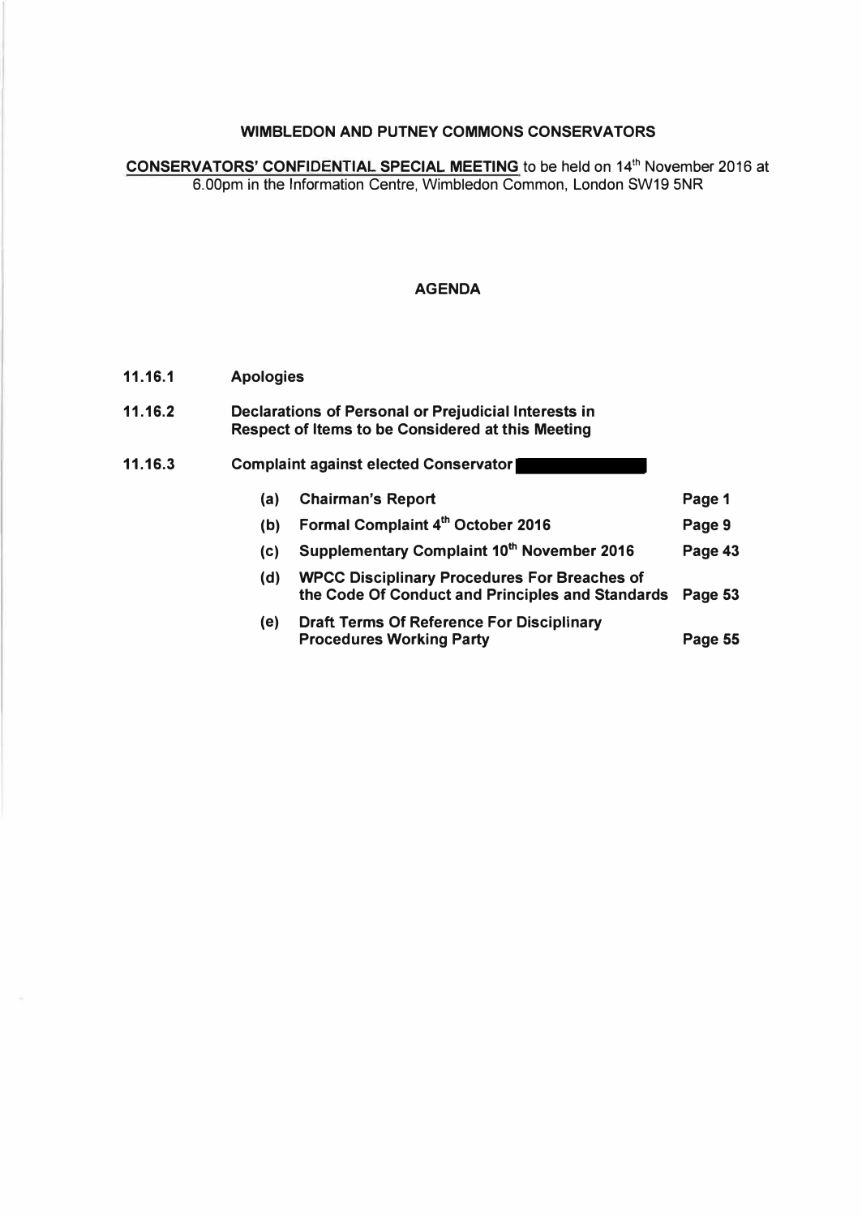**WIMBLEDON AND PUTNEY COMMONS CONSERVATORS**

**CONSERVATORS' CONFIDENTIAL SPECIAL MEETING** to be held on 14th November 2016 at 6.00pm in the Information Centre, Wimbledon Common, London SW19 5NR

## AGENDA

**11.16.1 Apologies**

**11.16.2 Declarations of Personal or Prejudicial Interests in Respect of Items to be Considered at this Meeting**

**11.16.3 Complaint against elected Conservator ██████████**

| | | |
|---|---|---|
| **(a)** | **Chairman's Report** | **Page 1** |
| **(b)** | **Formal Complaint 4th October 2016** | **Page 9** |
| **(c)** | **Supplementary Complaint 10th November 2016** | **Page 43** |
| **(d)** | **WPCC Disciplinary Procedures For Breaches of the Code Of Conduct and Principles and Standards** | **Page 53** |
| **(e)** | **Draft Terms Of Reference For Disciplinary Procedures Working Party** | **Page 55** |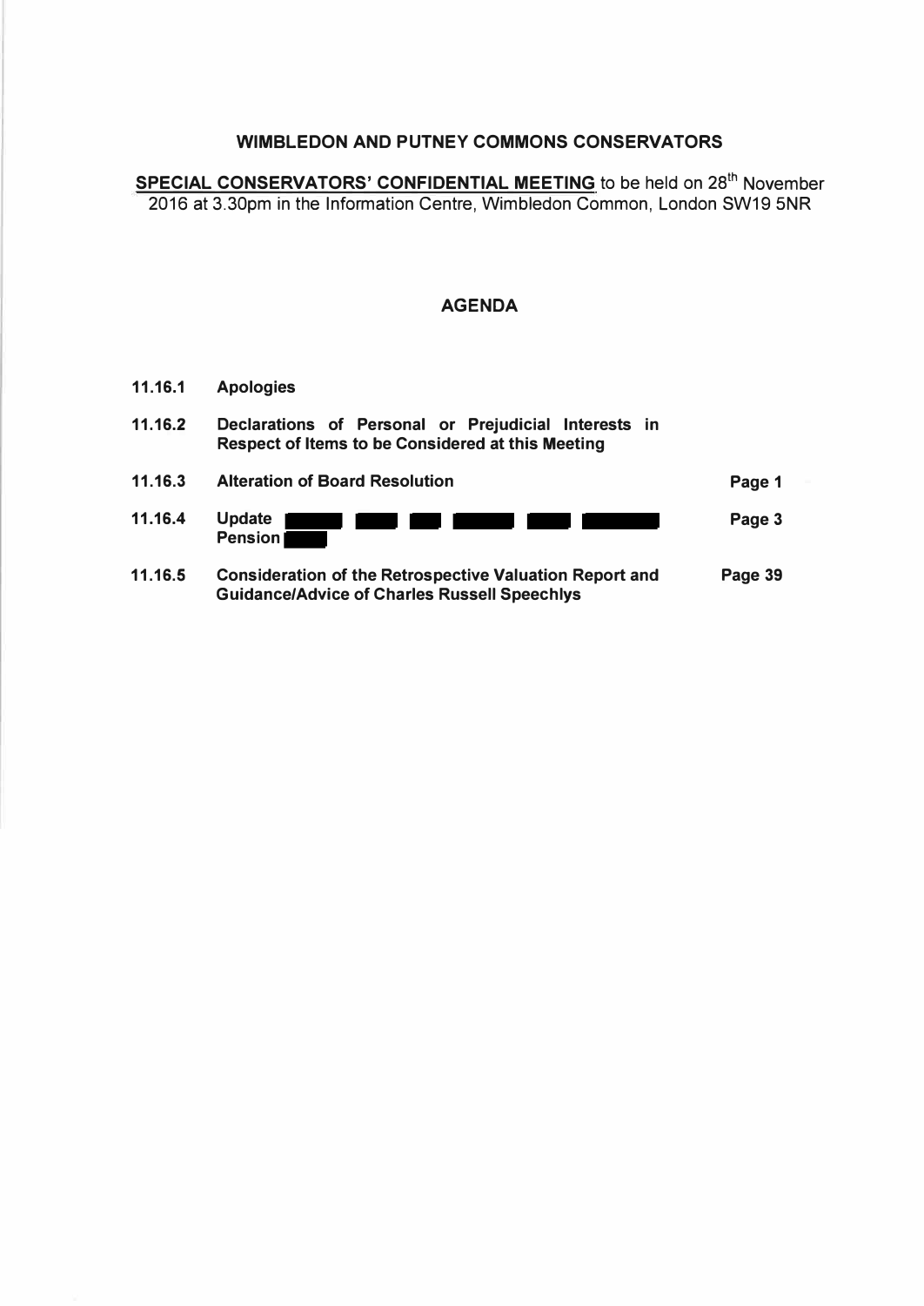**WIMBLEDON AND PUTNEY COMMONS CONSERVATORS**

**SPECIAL CONSERVATORS' CONFIDENTIAL MEETING** to be held on 28th November 2016 at 3.30pm in the Information Centre, Wimbledon Common, London SW19 5NR

## AGENDA

| | | |
|---|---|---|
| **11.16.1** | **Apologies** | |
| **11.16.2** | **Declarations of Personal or Prejudicial Interests in Respect of Items to be Considered at this Meeting** | |
| **11.16.3** | **Alteration of Board Resolution** | **Page 1** |
| **11.16.4** | **Update ██████ ████ ███ ██████ ████ ███████ Pension ████** | **Page 3** |
| **11.16.5** | **Consideration of the Retrospective Valuation Report and Guidance/Advice of Charles Russell Speechlys** | **Page 39** |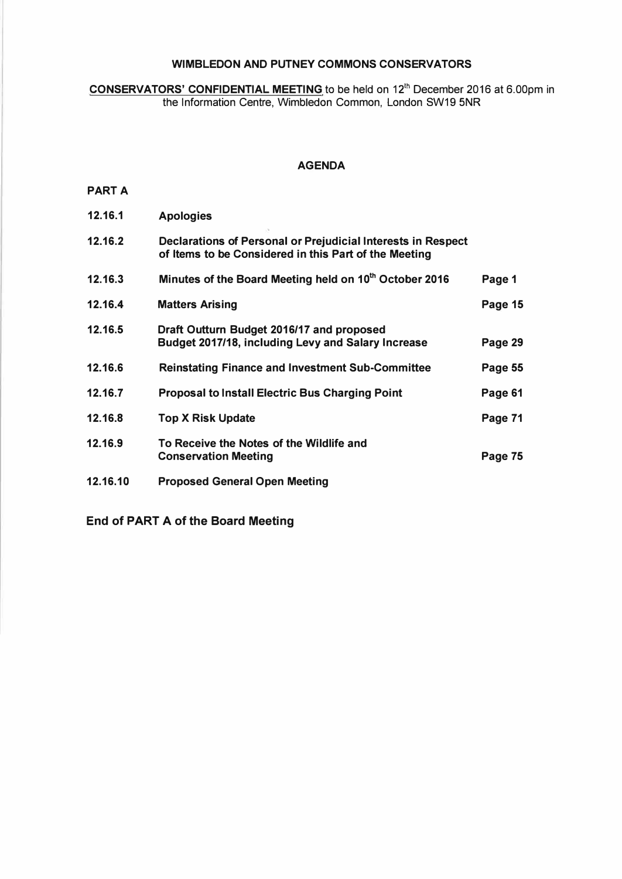**WIMBLEDON AND PUTNEY COMMONS CONSERVATORS**

**CONSERVATORS' CONFIDENTIAL MEETING** to be held on 12th December 2016 at 6.00pm in the Information Centre, Wimbledon Common, London SW19 5NR

**AGENDA**

**PART A**

| | | |
|---|---|---|
| **12.16.1** | **Apologies** | |
| **12.16.2** | **Declarations of Personal or Prejudicial Interests in Respect of Items to be Considered in this Part of the Meeting** | |
| **12.16.3** | **Minutes of the Board Meeting held on 10th October 2016** | **Page 1** |
| **12.16.4** | **Matters Arising** | **Page 15** |
| **12.16.5** | **Draft Outturn Budget 2016/17 and proposed Budget 2017/18, including Levy and Salary Increase** | **Page 29** |
| **12.16.6** | **Reinstating Finance and Investment Sub-Committee** | **Page 55** |
| **12.16.7** | **Proposal to Install Electric Bus Charging Point** | **Page 61** |
| **12.16.8** | **Top X Risk Update** | **Page 71** |
| **12.16.9** | **To Receive the Notes of the Wildlife and Conservation Meeting** | **Page 75** |
| **12.16.10** | **Proposed General Open Meeting** | |

**End of PART A of the Board Meeting**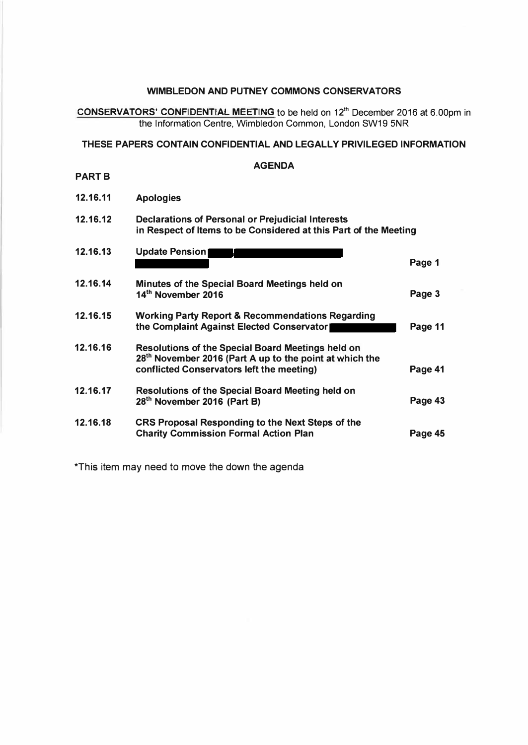**WIMBLEDON AND PUTNEY COMMONS CONSERVATORS**

**CONSERVATORS' CONFIDENTIAL MEETING** to be held on 12th December 2016 at 6.00pm in the Information Centre, Wimbledon Common, London SW19 5NR

**THESE PAPERS CONTAIN CONFIDENTIAL AND LEGALLY PRIVILEGED INFORMATION**

**AGENDA**

**PART B**

| | | |
|---|---|---|
| **12.16.11** | **Apologies** | |
| **12.16.12** | **Declarations of Personal or Prejudicial Interests in Respect of Items to be Considered at this Part of the Meeting** | |
| **12.16.13** | **Update Pension** | **Page 1** |
| **12.16.14** | **Minutes of the Special Board Meetings held on 14th November 2016** | **Page 3** |
| **12.16.15** | **Working Party Report & Recommendations Regarding the Complaint Against Elected Conservator** | **Page 11** |
| **12.16.16** | **Resolutions of the Special Board Meetings held on 28th November 2016 (Part A up to the point at which the conflicted Conservators left the meeting)** | **Page 41** |
| **12.16.17** | **Resolutions of the Special Board Meeting held on 28th November 2016 (Part B)** | **Page 43** |
| **12.16.18** | **CRS Proposal Responding to the Next Steps of the Charity Commission Formal Action Plan** | **Page 45** |

*This item may need to move the down the agenda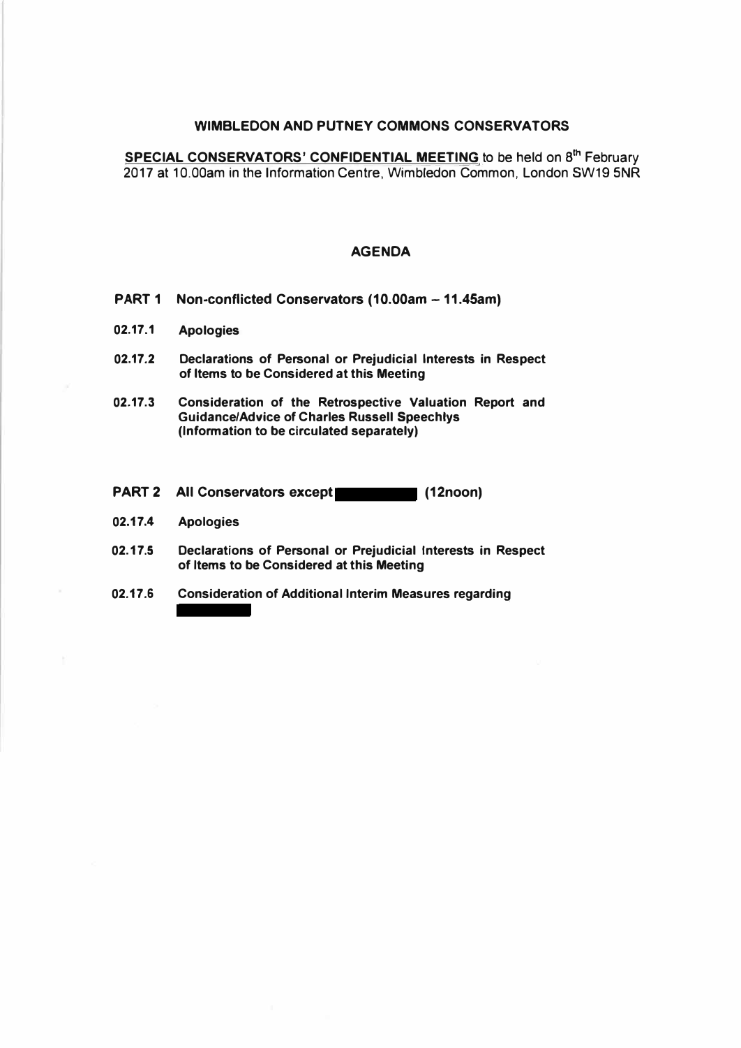**WIMBLEDON AND PUTNEY COMMONS CONSERVATORS**

**SPECIAL CONSERVATORS' CONFIDENTIAL MEETING** to be held on 8th February 2017 at 10.00am in the Information Centre, Wimbledon Common, London SW19 5NR

**AGENDA**

**PART 1 Non-conflicted Conservators (10.00am – 11.45am)**

**02.17.1 Apologies**

**02.17.2 Declarations of Personal or Prejudicial Interests in Respect of Items to be Considered at this Meeting**

**02.17.3 Consideration of the Retrospective Valuation Report and Guidance/Advice of Charles Russell Speechlys (Information to be circulated separately)**

**PART 2 All Conservators except ██████ (12noon)**

**02.17.4 Apologies**

**02.17.5 Declarations of Personal or Prejudicial Interests in Respect of Items to be Considered at this Meeting**

**02.17.6 Consideration of Additional Interim Measures regarding ██████**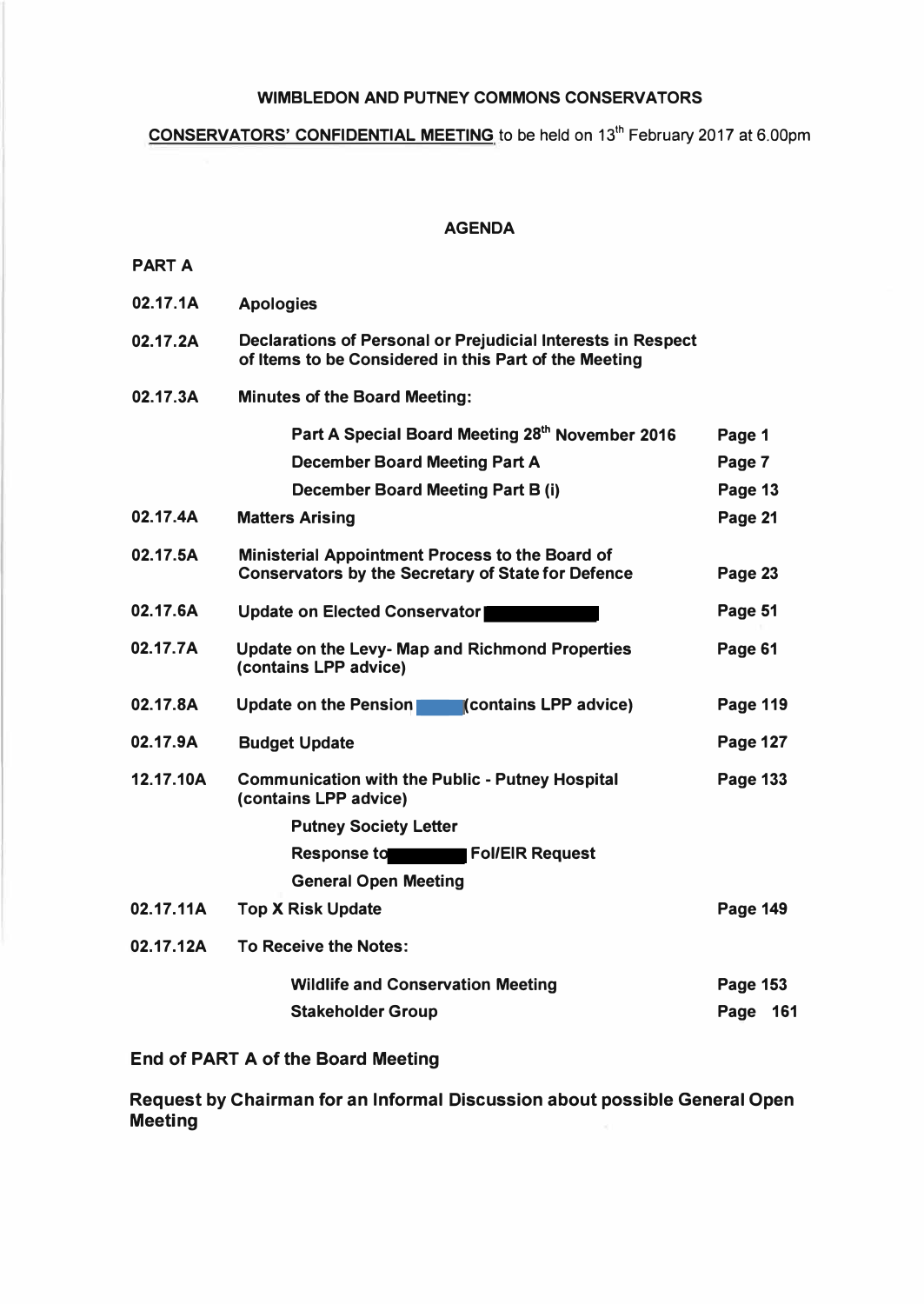**WIMBLEDON AND PUTNEY COMMONS CONSERVATORS**

**CONSERVATORS' CONFIDENTIAL MEETING** to be held on 13th February 2017 at 6.00pm

**AGENDA**

**PART A**

| | | |
|---|---|---|
| **02.17.1A** | **Apologies** | |
| **02.17.2A** | **Declarations of Personal or Prejudicial Interests in Respect of Items to be Considered in this Part of the Meeting** | |
| **02.17.3A** | **Minutes of the Board Meeting:** | |
| | **Part A Special Board Meeting 28th November 2016** | **Page 1** |
| | **December Board Meeting Part A** | **Page 7** |
| | **December Board Meeting Part B (i)** | **Page 13** |
| **02.17.4A** | **Matters Arising** | **Page 21** |
| **02.17.5A** | **Ministerial Appointment Process to the Board of Conservators by the Secretary of State for Defence** | **Page 23** |
| **02.17.6A** | **Update on Elected Conservator** | **Page 51** |
| **02.17.7A** | **Update on the Levy- Map and Richmond Properties (contains LPP advice)** | **Page 61** |
| **02.17.8A** | **Update on the Pension (contains LPP advice)** | **Page 119** |
| **02.17.9A** | **Budget Update** | **Page 127** |
| **12.17.10A** | **Communication with the Public - Putney Hospital (contains LPP advice)** | **Page 133** |
| | **Putney Society Letter** | |
| | **Response to FoI/EIR Request** | |
| | **General Open Meeting** | |
| **02.17.11A** | **Top X Risk Update** | **Page 149** |
| **02.17.12A** | **To Receive the Notes:** | |
| | **Wildlife and Conservation Meeting** | **Page 153** |
| | **Stakeholder Group** | **Page 161** |

**End of PART A of the Board Meeting**

**Request by Chairman for an Informal Discussion about possible General Open Meeting**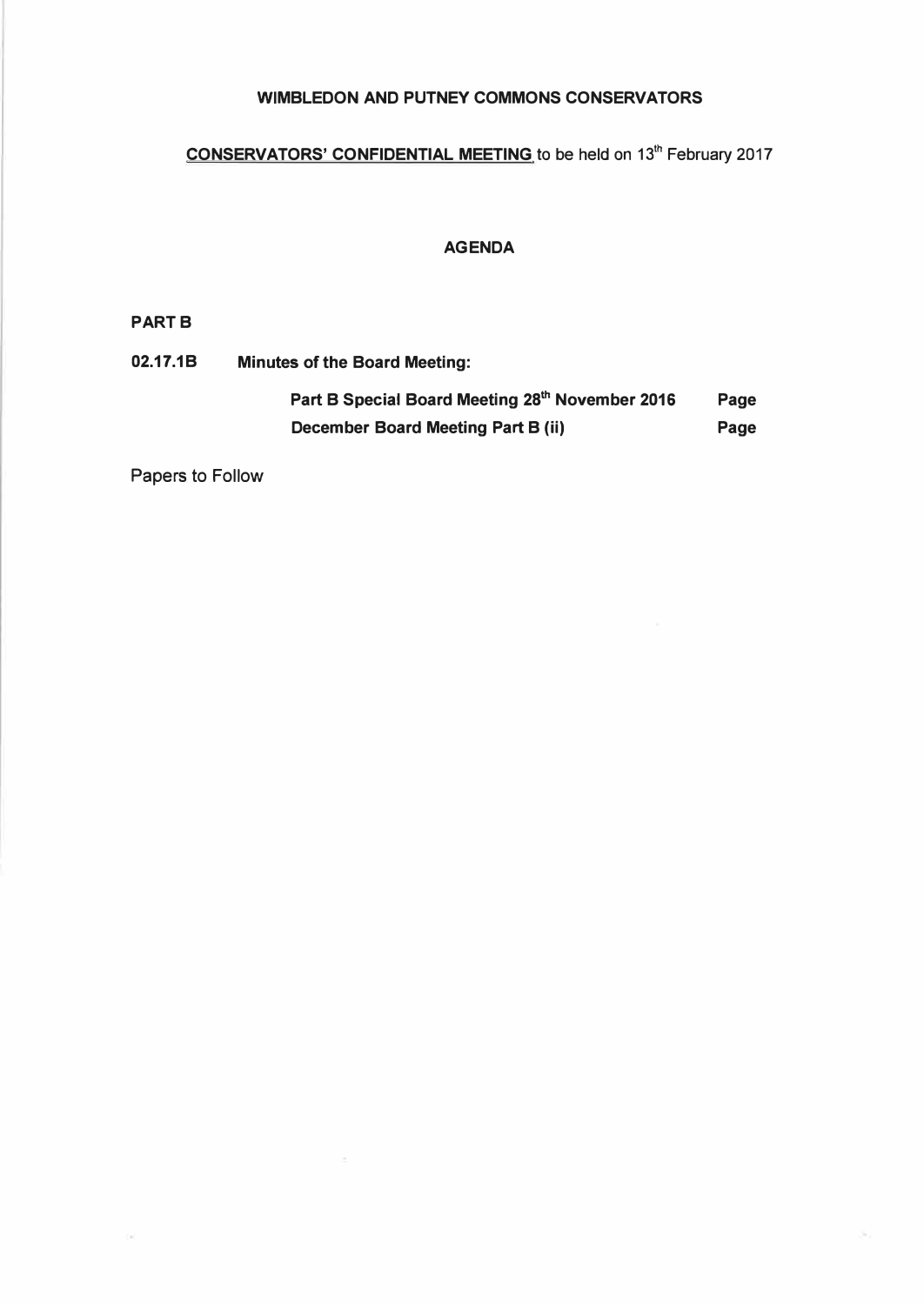**WIMBLEDON AND PUTNEY COMMONS CONSERVATORS**

**<u>CONSERVATORS' CONFIDENTIAL MEETING</u>** to be held on 13th February 2017

**AGENDA**

**PART B**

**02.17.1B Minutes of the Board Meeting:**

| | |
|---|---|
| **Part B Special Board Meeting 28th November 2016** | **Page** |
| **December Board Meeting Part B (ii)** | **Page** |

Papers to Follow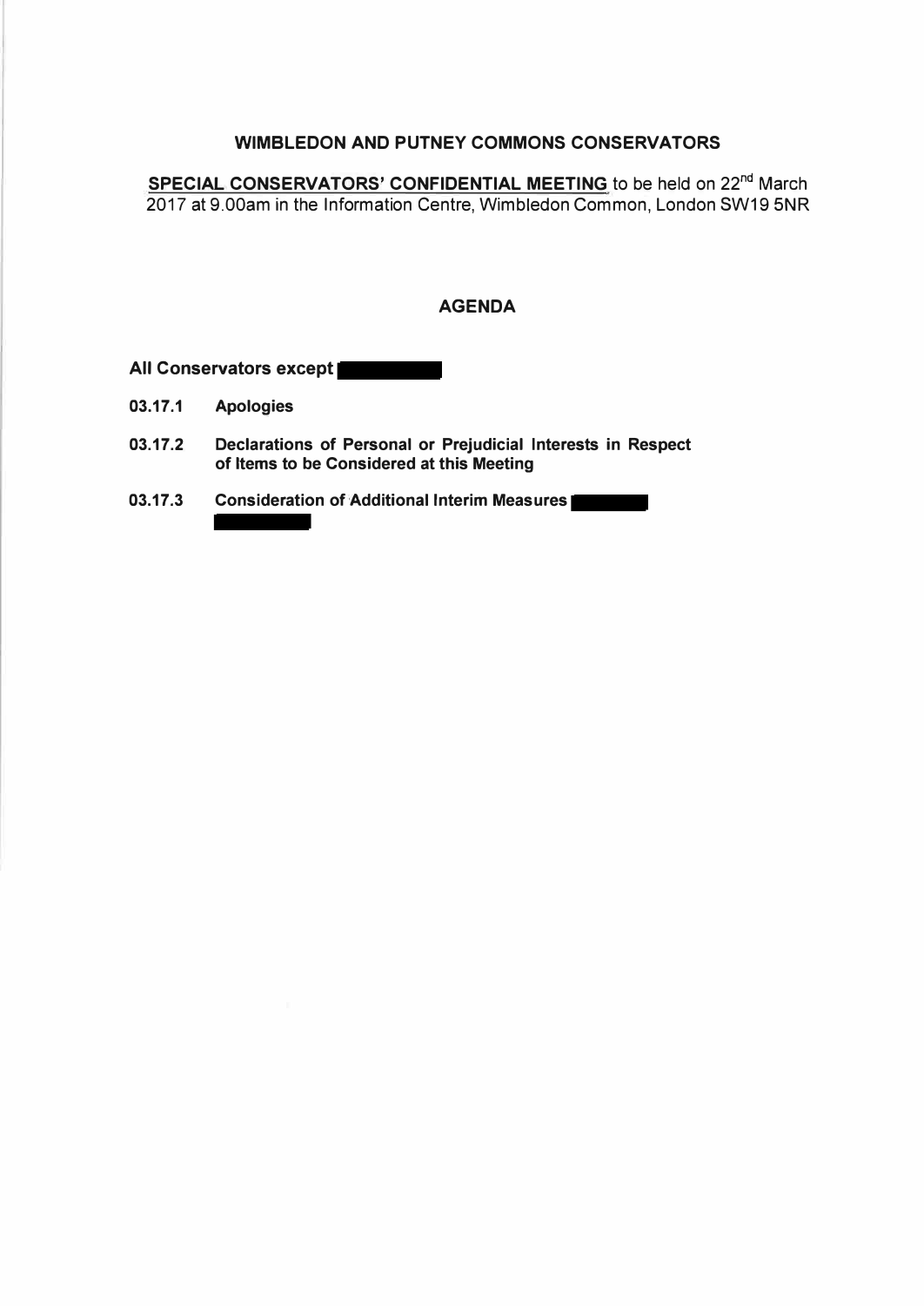**WIMBLEDON AND PUTNEY COMMONS CONSERVATORS**

**SPECIAL CONSERVATORS' CONFIDENTIAL MEETING** to be held on 22[nd] March 2017 at 9.00am in the Information Centre, Wimbledon Common, London SW19 5NR

## AGENDA

**All Conservators except** █████

**03.17.1 Apologies**

**03.17.2 Declarations of Personal or Prejudicial Interests in Respect of Items to be Considered at this Meeting**

**03.17.3 Consideration of Additional Interim Measures** █████ █████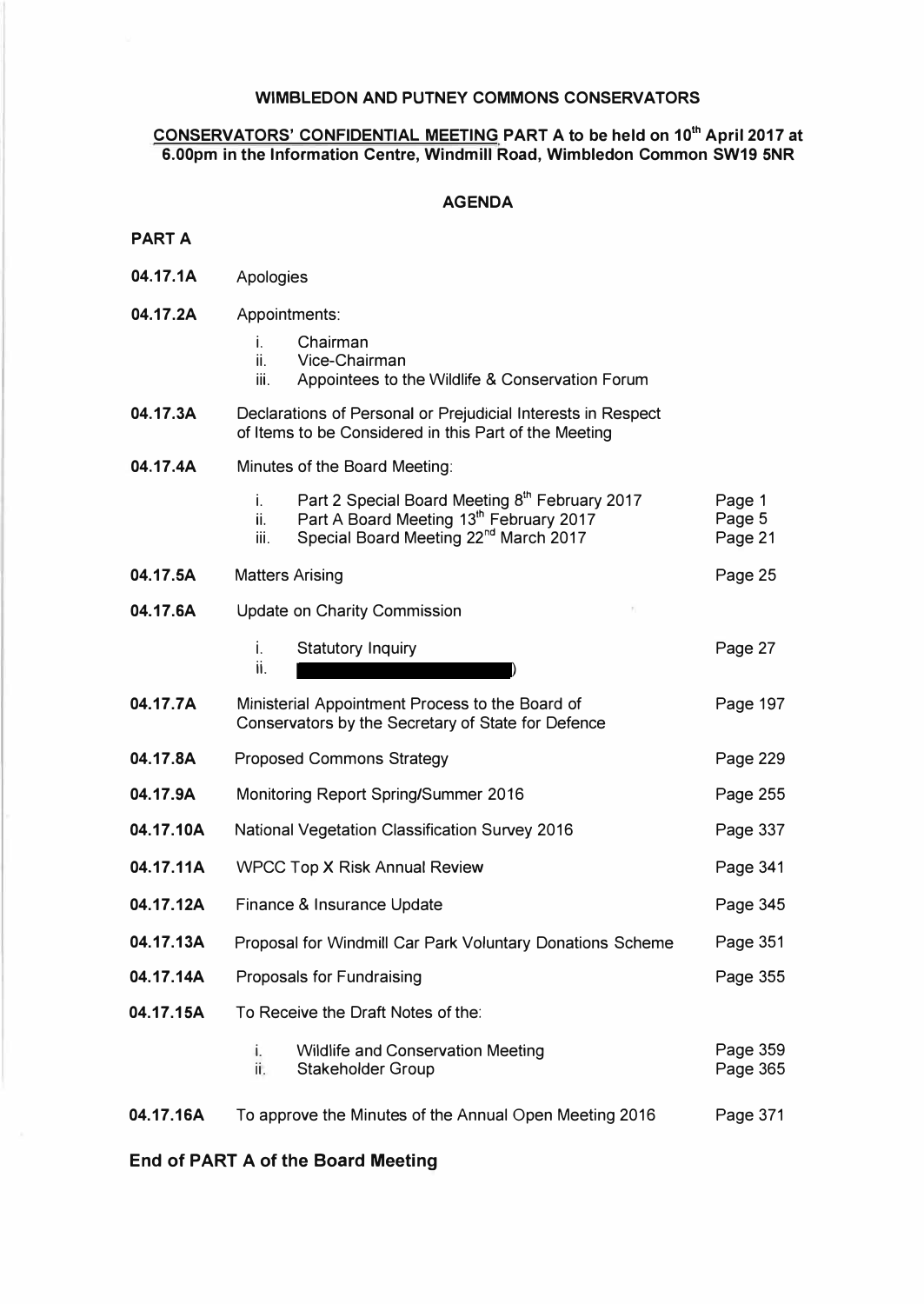**WIMBLEDON AND PUTNEY COMMONS CONSERVATORS**

**CONSERVATORS' CONFIDENTIAL MEETING PART A to be held on 10th April 2017 at 6.00pm in the Information Centre, Windmill Road, Wimbledon Common SW19 5NR**

**AGENDA**

**PART A**

| | | |
|---|---|---|
| **04.17.1A** | Apologies | |
| **04.17.2A** | Appointments: | |
| | i. Chairman | |
| | ii. Vice-Chairman | |
| | iii. Appointees to the Wildlife & Conservation Forum | |
| **04.17.3A** | Declarations of Personal or Prejudicial Interests in Respect of Items to be Considered in this Part of the Meeting | |
| **04.17.4A** | Minutes of the Board Meeting: | |
| | i. Part 2 Special Board Meeting 8th February 2017 | Page 1 |
| | ii. Part A Board Meeting 13th February 2017 | Page 5 |
| | iii. Special Board Meeting 22nd March 2017 | Page 21 |
| **04.17.5A** | Matters Arising | Page 25 |
| **04.17.6A** | Update on Charity Commission | |
| | i. Statutory Inquiry | Page 27 |
| | ii. [redacted]) | |
| **04.17.7A** | Ministerial Appointment Process to the Board of Conservators by the Secretary of State for Defence | Page 197 |
| **04.17.8A** | Proposed Commons Strategy | Page 229 |
| **04.17.9A** | Monitoring Report Spring/Summer 2016 | Page 255 |
| **04.17.10A** | National Vegetation Classification Survey 2016 | Page 337 |
| **04.17.11A** | WPCC Top X Risk Annual Review | Page 341 |
| **04.17.12A** | Finance & Insurance Update | Page 345 |
| **04.17.13A** | Proposal for Windmill Car Park Voluntary Donations Scheme | Page 351 |
| **04.17.14A** | Proposals for Fundraising | Page 355 |
| **04.17.15A** | To Receive the Draft Notes of the: | |
| | i. Wildlife and Conservation Meeting | Page 359 |
| | ii. Stakeholder Group | Page 365 |
| **04.17.16A** | To approve the Minutes of the Annual Open Meeting 2016 | Page 371 |

**End of PART A of the Board Meeting**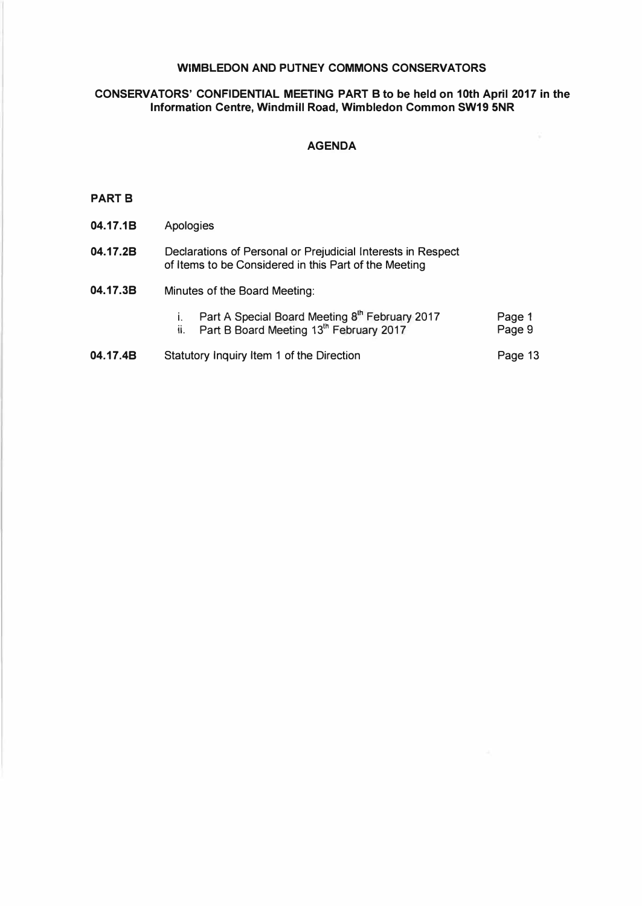**WIMBLEDON AND PUTNEY COMMONS CONSERVATORS**

**CONSERVATORS' CONFIDENTIAL MEETING PART B to be held on 10th April 2017 in the Information Centre, Windmill Road, Wimbledon Common SW19 5NR**

**AGENDA**

**PART B**

| | | |
|---|---|---|
| **04.17.1B** | Apologies | |
| **04.17.2B** | Declarations of Personal or Prejudicial Interests in Respect of Items to be Considered in this Part of the Meeting | |
| **04.17.3B** | Minutes of the Board Meeting: | |
| | i. Part A Special Board Meeting 8th February 2017 | Page 1 |
| | ii. Part B Board Meeting 13th February 2017 | Page 9 |
| **04.17.4B** | Statutory Inquiry Item 1 of the Direction | Page 13 |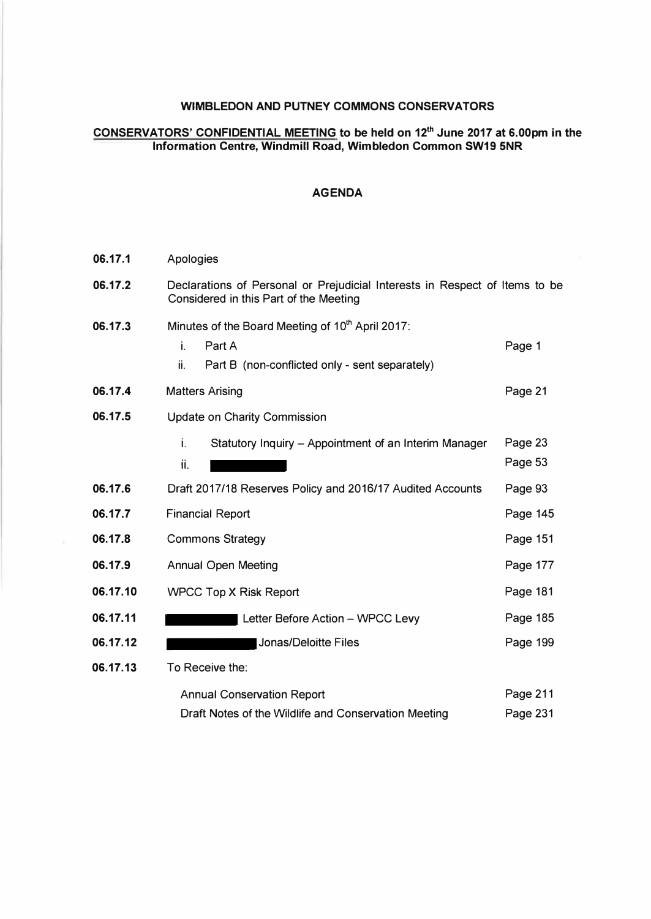**WIMBLEDON AND PUTNEY COMMONS CONSERVATORS**

**CONSERVATORS' CONFIDENTIAL MEETING to be held on 12th June 2017 at 6.00pm in the Information Centre, Windmill Road, Wimbledon Common SW19 5NR**

**AGENDA**

| | | |
|---|---|---|
| **06.17.1** | Apologies | |
| **06.17.2** | Declarations of Personal or Prejudicial Interests in Respect of Items to be Considered in this Part of the Meeting | |
| **06.17.3** | Minutes of the Board Meeting of 10th April 2017: | |
| | i. Part A | Page 1 |
| | ii. Part B (non-conflicted only - sent separately) | |
| **06.17.4** | Matters Arising | Page 21 |
| **06.17.5** | Update on Charity Commission | |
| | i. Statutory Inquiry – Appointment of an Interim Manager | Page 23 |
| | ii. [REDACTED] | Page 53 |
| **06.17.6** | Draft 2017/18 Reserves Policy and 2016/17 Audited Accounts | Page 93 |
| **06.17.7** | Financial Report | Page 145 |
| **06.17.8** | Commons Strategy | Page 151 |
| **06.17.9** | Annual Open Meeting | Page 177 |
| **06.17.10** | WPCC Top X Risk Report | Page 181 |
| **06.17.11** | [REDACTED] Letter Before Action – WPCC Levy | Page 185 |
| **06.17.12** | [REDACTED] Jonas/Deloitte Files | Page 199 |
| **06.17.13** | To Receive the: | |
| | Annual Conservation Report | Page 211 |
| | Draft Notes of the Wildlife and Conservation Meeting | Page 231 |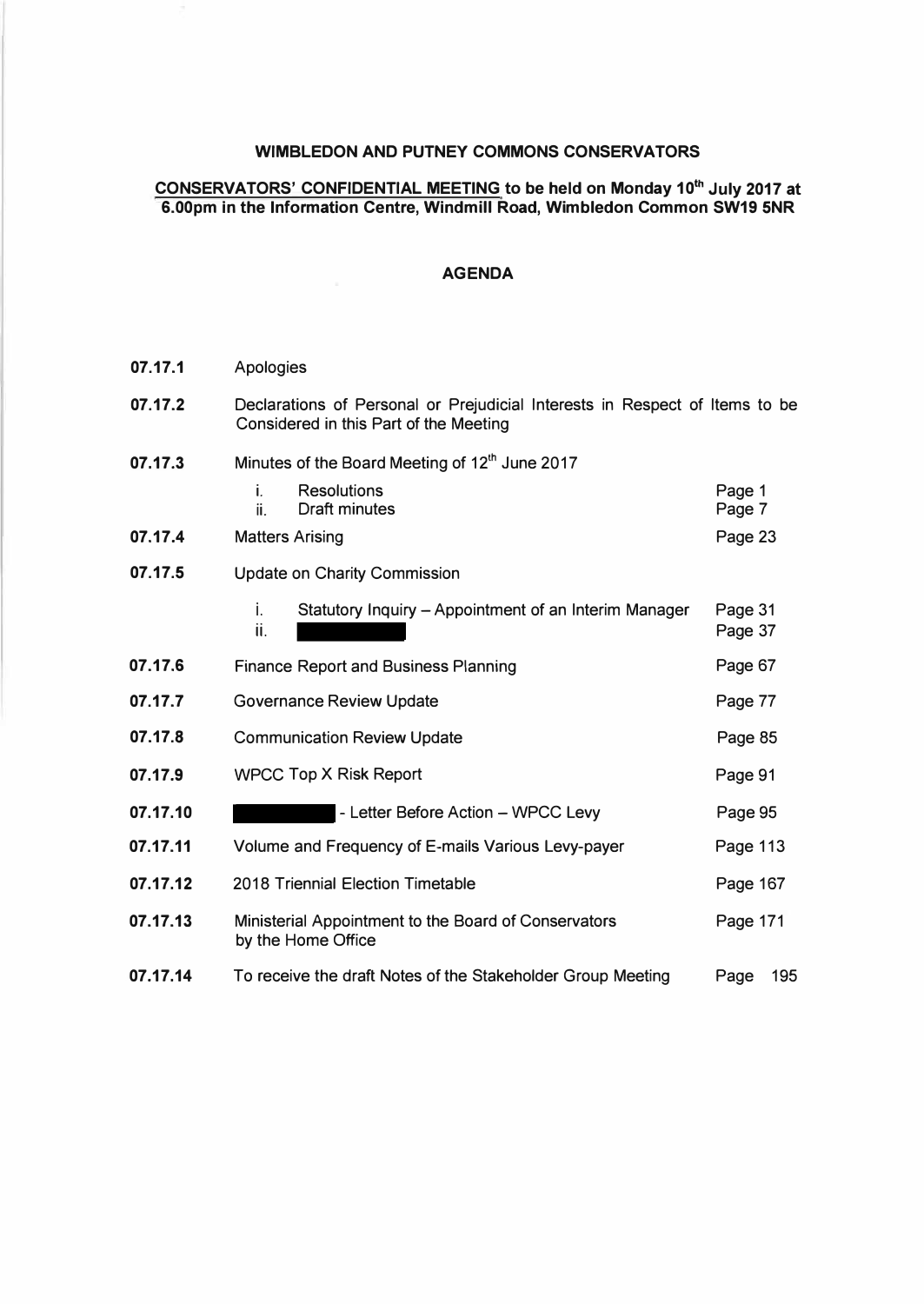**WIMBLEDON AND PUTNEY COMMONS CONSERVATORS**

**<u>CONSERVATORS' CONFIDENTIAL MEETING</u> to be held on Monday 10th July 2017 at 6.00pm in the Information Centre, Windmill Road, Wimbledon Common SW19 5NR**

**AGENDA**

| | | |
|---|---|---|
| **07.17.1** | Apologies | |
| **07.17.2** | Declarations of Personal or Prejudicial Interests in Respect of Items to be Considered in this Part of the Meeting | |
| **07.17.3** | Minutes of the Board Meeting of 12th June 2017 | |
| | i. Resolutions | Page 1 |
| | ii. Draft minutes | Page 7 |
| **07.17.4** | Matters Arising | Page 23 |
| **07.17.5** | Update on Charity Commission | |
| | i. Statutory Inquiry – Appointment of an Interim Manager | Page 31 |
| | ii. [REDACTED] | Page 37 |
| **07.17.6** | Finance Report and Business Planning | Page 67 |
| **07.17.7** | Governance Review Update | Page 77 |
| **07.17.8** | Communication Review Update | Page 85 |
| **07.17.9** | WPCC Top X Risk Report | Page 91 |
| **07.17.10** | [REDACTED] - Letter Before Action – WPCC Levy | Page 95 |
| **07.17.11** | Volume and Frequency of E-mails Various Levy-payer | Page 113 |
| **07.17.12** | 2018 Triennial Election Timetable | Page 167 |
| **07.17.13** | Ministerial Appointment to the Board of Conservators by the Home Office | Page 171 |
| **07.17.14** | To receive the draft Notes of the Stakeholder Group Meeting | Page 195 |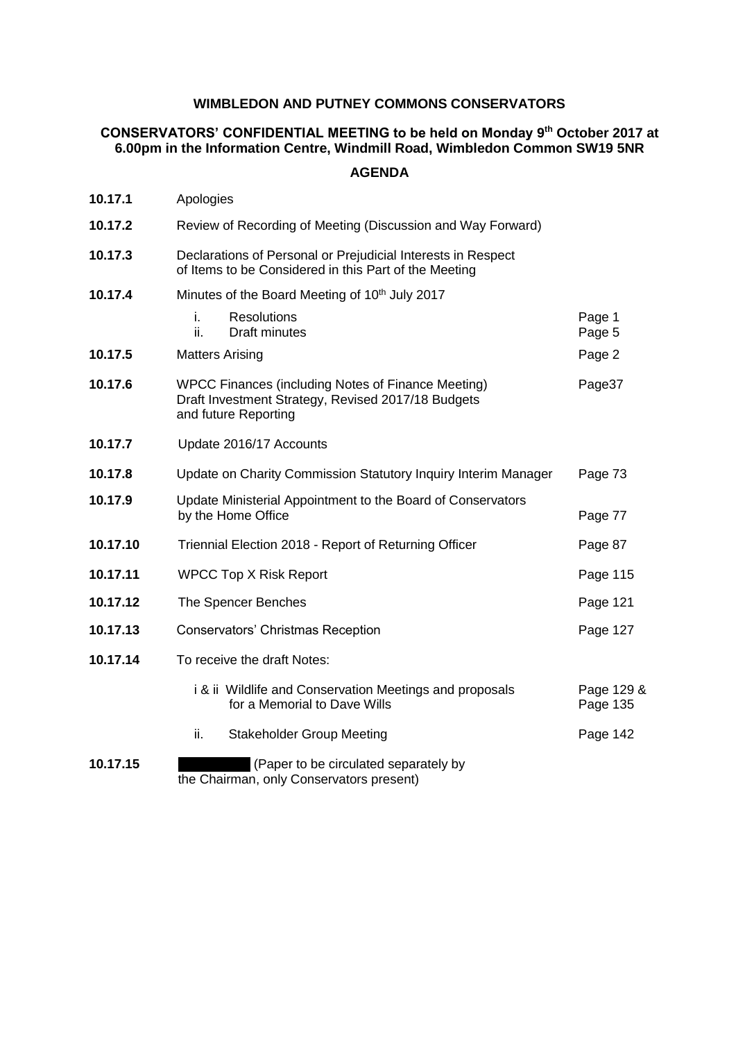**WIMBLEDON AND PUTNEY COMMONS CONSERVATORS**

**CONSERVATORS' CONFIDENTIAL MEETING to be held on Monday 9th October 2017 at 6.00pm in the Information Centre, Windmill Road, Wimbledon Common SW19 5NR**

**AGENDA**

| | | |
|---|---|---|
| **10.17.1** | Apologies | |
| **10.17.2** | Review of Recording of Meeting (Discussion and Way Forward) | |
| **10.17.3** | Declarations of Personal or Prejudicial Interests in Respect of Items to be Considered in this Part of the Meeting | |
| **10.17.4** | Minutes of the Board Meeting of 10th July 2017 | |
| | i. Resolutions | Page 1 |
| | ii. Draft minutes | Page 5 |
| **10.17.5** | Matters Arising | Page 2 |
| **10.17.6** | WPCC Finances (including Notes of Finance Meeting) Draft Investment Strategy, Revised 2017/18 Budgets and future Reporting | Page37 |
| **10.17.7** | Update 2016/17 Accounts | |
| **10.17.8** | Update on Charity Commission Statutory Inquiry Interim Manager | Page 73 |
| **10.17.9** | Update Ministerial Appointment to the Board of Conservators by the Home Office | Page 77 |
| **10.17.10** | Triennial Election 2018 - Report of Returning Officer | Page 87 |
| **10.17.11** | WPCC Top X Risk Report | Page 115 |
| **10.17.12** | The Spencer Benches | Page 121 |
| **10.17.13** | Conservators' Christmas Reception | Page 127 |
| **10.17.14** | To receive the draft Notes: | |
| | i & ii Wildlife and Conservation Meetings and proposals for a Memorial to Dave Wills | Page 129 & Page 135 |
| | ii. Stakeholder Group Meeting | Page 142 |
| **10.17.15** | [REDACTED] (Paper to be circulated separately by the Chairman, only Conservators present) | |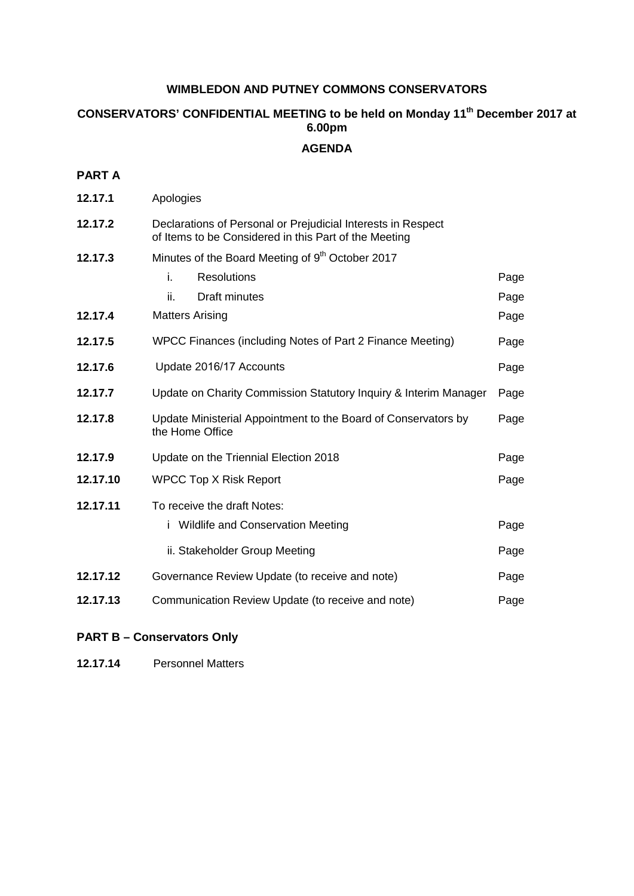**WIMBLEDON AND PUTNEY COMMONS CONSERVATORS**

**CONSERVATORS' CONFIDENTIAL MEETING to be held on Monday 11th December 2017 at 6.00pm**

**AGENDA**

**PART A**

| | | |
|---|---|---|
| **12.17.1** | Apologies | |
| **12.17.2** | Declarations of Personal or Prejudicial Interests in Respect of Items to be Considered in this Part of the Meeting | |
| **12.17.3** | Minutes of the Board Meeting of 9th October 2017 | |
| | i. Resolutions | Page |
| | ii. Draft minutes | Page |
| **12.17.4** | Matters Arising | Page |
| **12.17.5** | WPCC Finances (including Notes of Part 2 Finance Meeting) | Page |
| **12.17.6** | Update 2016/17 Accounts | Page |
| **12.17.7** | Update on Charity Commission Statutory Inquiry & Interim Manager | Page |
| **12.17.8** | Update Ministerial Appointment to the Board of Conservators by the Home Office | Page |
| **12.17.9** | Update on the Triennial Election 2018 | Page |
| **12.17.10** | WPCC Top X Risk Report | Page |
| **12.17.11** | To receive the draft Notes: | |
| | i Wildlife and Conservation Meeting | Page |
| | ii. Stakeholder Group Meeting | Page |
| **12.17.12** | Governance Review Update (to receive and note) | Page |
| **12.17.13** | Communication Review Update (to receive and note) | Page |

**PART B – Conservators Only**

**12.17.14** Personnel Matters